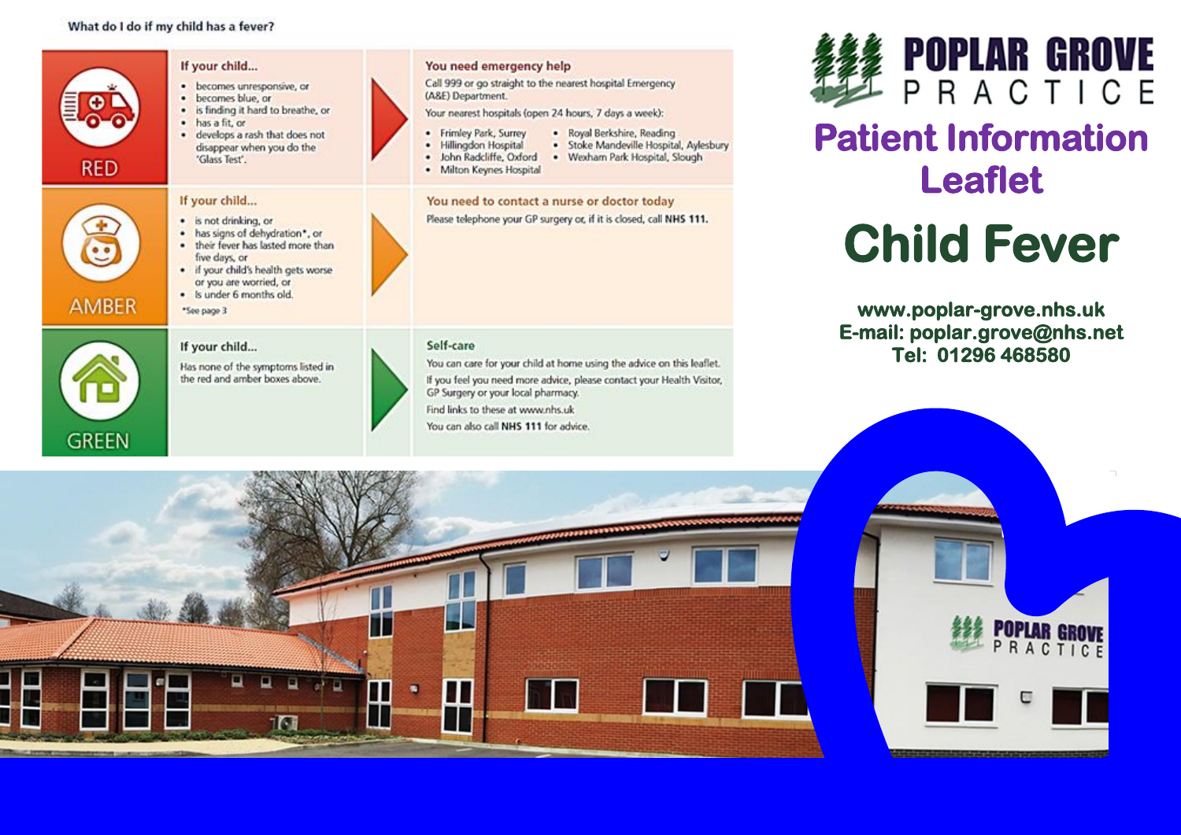# POPLAR GROVE PRACTICE

## Patient Information Leaflet

# Child Fever

www.poplar-grove.nhs.uk
E-mail: poplar.grove@nhs.net
Tel: 01296 468580

### What do I do if my child has a fever?

| | If your child... | | |
|---|---|---|---|
| RED | If your child...<br>• becomes unresponsive, or<br>• becomes blue, or<br>• is finding it hard to breathe, or<br>• has a fit, or<br>• develops a rash that does not disappear when you do the 'Glass Test'. | ▶ | **You need emergency help**<br>Call 999 or go straight to the nearest hospital Emergency (A&E) Department.<br>Your nearest hospitals (open 24 hours, 7 days a week):<br>• Frimley Park, Surrey<br>• Hillingdon Hospital<br>• John Radcliffe, Oxford<br>• Milton Keynes Hospital<br>• Royal Berkshire, Reading<br>• Stoke Mandeville Hospital, Aylesbury<br>• Wexham Park Hospital, Slough |
| AMBER | If your child...<br>• is not drinking, or<br>• has signs of dehydration*, or<br>• their fever has lasted more than five days, or<br>• if your child's health gets worse or you are worried, or<br>• Is under 6 months old.<br>*See page 3 | ▶ | **You need to contact a nurse or doctor today**<br>Please telephone your GP surgery or, if it is closed, call **NHS 111.** |
| GREEN | If your child...<br>Has none of the symptoms listed in the red and amber boxes above. | ▶ | **Self-care**<br>You can care for your child at home using the advice on this leaflet.<br>If you feel you need more advice, please contact your Health Visitor, GP Surgery or your local pharmacy.<br>Find links to these at www.nhs.uk<br>You can also call **NHS 111** for advice. |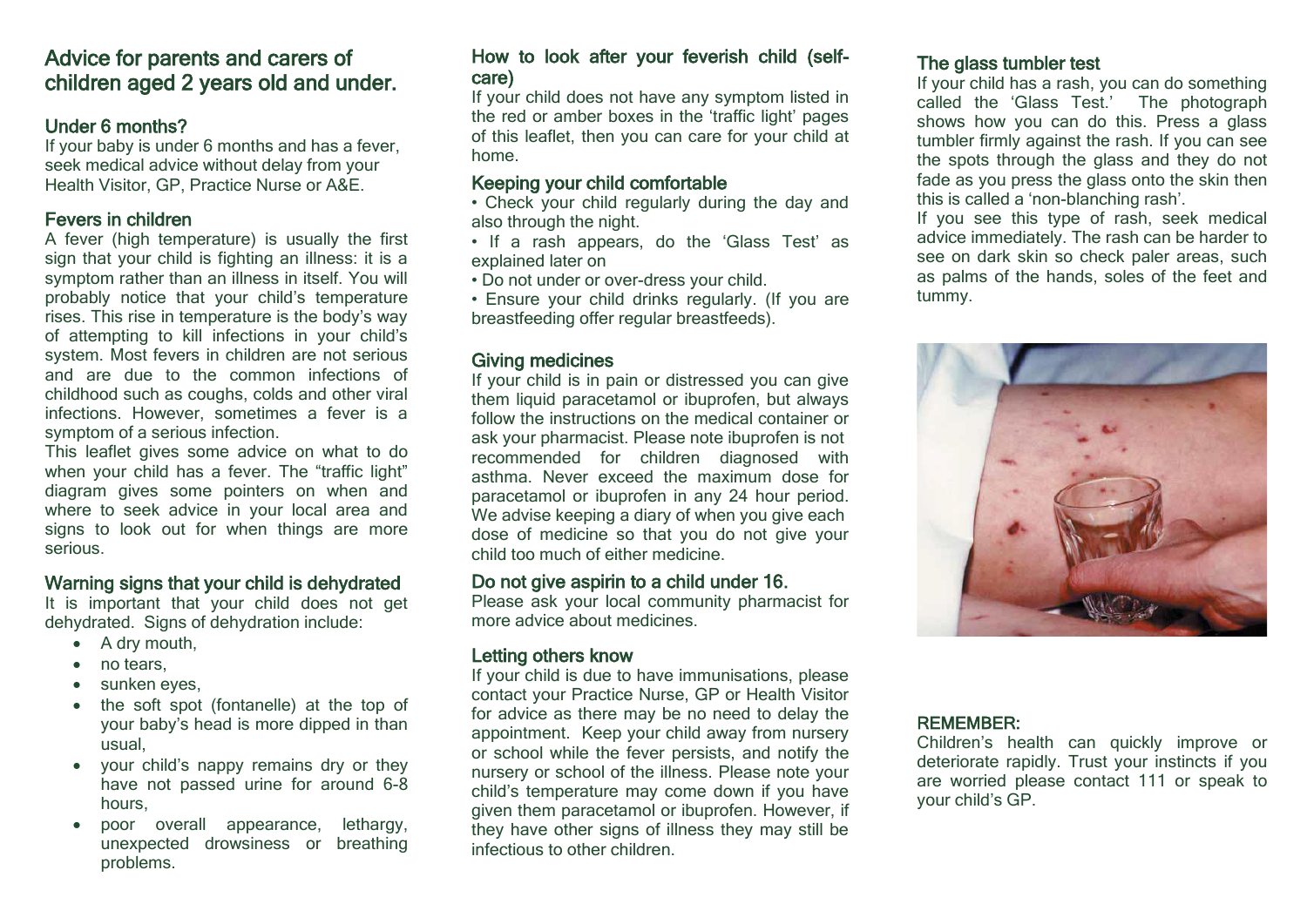# Advice for parents and carers of children aged 2 years old and under.

## Under 6 months?

If your baby is under 6 months and has a fever, seek medical advice without delay from your Health Visitor, GP, Practice Nurse or A&E.

## Fevers in children

A fever (high temperature) is usually the first sign that your child is fighting an illness: it is a symptom rather than an illness in itself. You will probably notice that your child's temperature rises. This rise in temperature is the body's way of attempting to kill infections in your child's system. Most fevers in children are not serious and are due to the common infections of childhood such as coughs, colds and other viral infections. However, sometimes a fever is a symptom of a serious infection.

This leaflet gives some advice on what to do when your child has a fever. The "traffic light" diagram gives some pointers on when and where to seek advice in your local area and signs to look out for when things are more serious.

## Warning signs that your child is dehydrated

It is important that your child does not get dehydrated. Signs of dehydration include:

- A dry mouth,
- no tears,
- sunken eyes,
- the soft spot (fontanelle) at the top of your baby's head is more dipped in than usual,
- your child's nappy remains dry or they have not passed urine for around 6-8 hours,
- poor overall appearance, lethargy, unexpected drowsiness or breathing problems.

## How to look after your feverish child (self-care)

If your child does not have any symptom listed in the red or amber boxes in the 'traffic light' pages of this leaflet, then you can care for your child at home.

## Keeping your child comfortable

- Check your child regularly during the day and also through the night.
- If a rash appears, do the 'Glass Test' as explained later on
- Do not under or over-dress your child.
- Ensure your child drinks regularly. (If you are breastfeeding offer regular breastfeeds).

## Giving medicines

If your child is in pain or distressed you can give them liquid paracetamol or ibuprofen, but always follow the instructions on the medical container or ask your pharmacist. Please note ibuprofen is not recommended for children diagnosed with asthma. Never exceed the maximum dose for paracetamol or ibuprofen in any 24 hour period. We advise keeping a diary of when you give each dose of medicine so that you do not give your child too much of either medicine.

## Do not give aspirin to a child under 16.

Please ask your local community pharmacist for more advice about medicines.

## Letting others know

If your child is due to have immunisations, please contact your Practice Nurse, GP or Health Visitor for advice as there may be no need to delay the appointment. Keep your child away from nursery or school while the fever persists, and notify the nursery or school of the illness. Please note your child's temperature may come down if you have given them paracetamol or ibuprofen. However, if they have other signs of illness they may still be infectious to other children.

## The glass tumbler test

If your child has a rash, you can do something called the 'Glass Test.' The photograph shows how you can do this. Press a glass tumbler firmly against the rash. If you can see the spots through the glass and they do not fade as you press the glass onto the skin then this is called a 'non-blanching rash'.

If you see this type of rash, seek medical advice immediately. The rash can be harder to see on dark skin so check paler areas, such as palms of the hands, soles of the feet and tummy.

## REMEMBER:

Children's health can quickly improve or deteriorate rapidly. Trust your instincts if you are worried please contact 111 or speak to your child's GP.